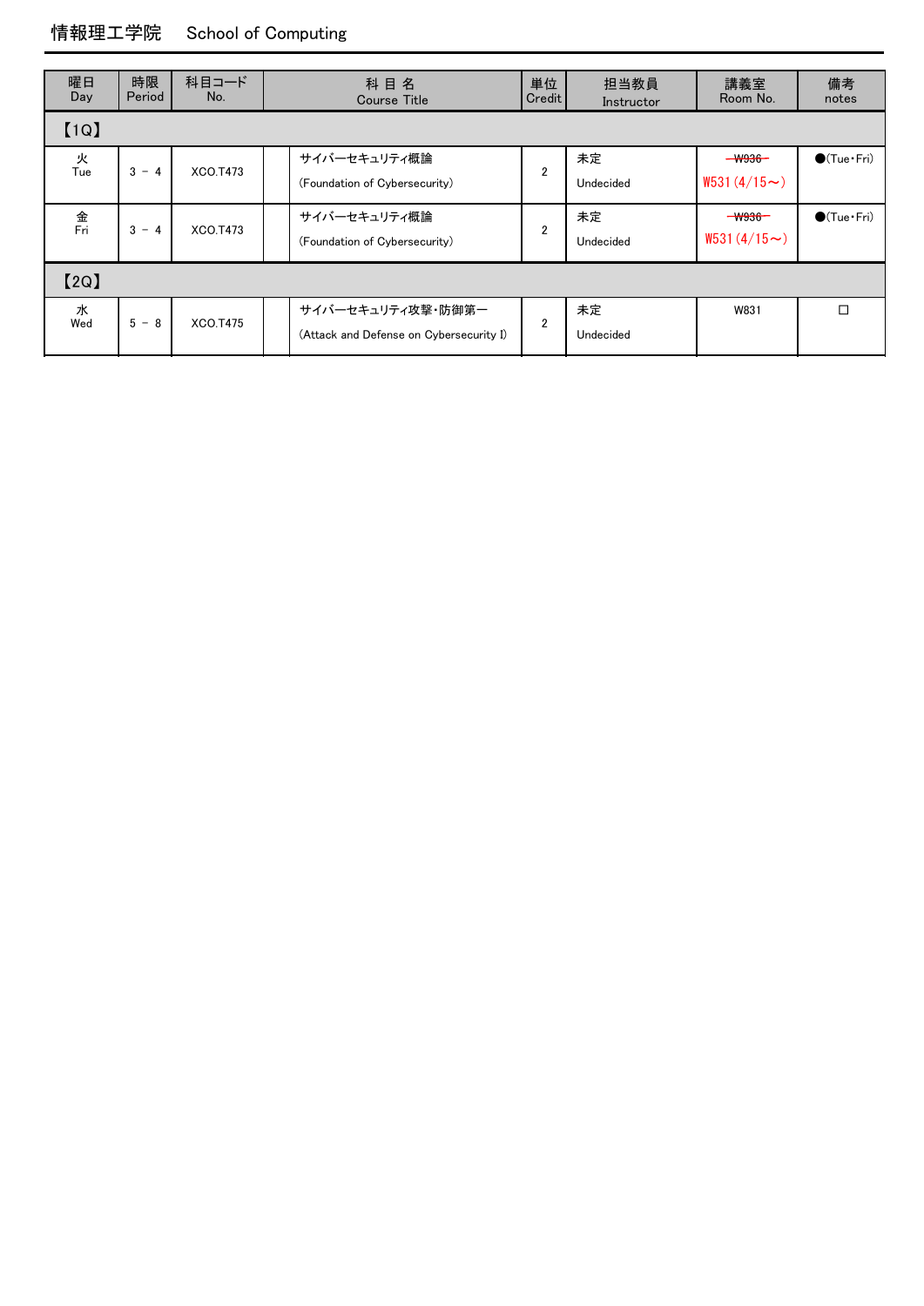# 情報理工学院　School of Computing

| 曜日 Day | 時限 Period | 科目コード No. | | 科 目 名 Course Title | 単位 Credit | 担当教員 Instructor | 講義室 Room No. | 備考 notes |
|---|---|---|---|---|---|---|---|---|
| 【1Q】 | | | | | | | | |
| 火 Tue | 3 － 4 | XCO.T473 | | サイバーセキュリティ概論 (Foundation of Cybersecurity) | 2 | 未定 Undecided | ~~W936~~ W531 (4/15～) | ●(Tue・Fri) |
| 金 Fri | 3 － 4 | XCO.T473 | | サイバーセキュリティ概論 (Foundation of Cybersecurity) | 2 | 未定 Undecided | ~~W936~~ W531 (4/15～) | ●(Tue・Fri) |
| 【2Q】 | | | | | | | | |
| 水 Wed | 5 － 8 | XCO.T475 | | サイバーセキュリティ攻撃・防御第一 (Attack and Defense on Cybersecurity I) | 2 | 未定 Undecided | W831 | □ |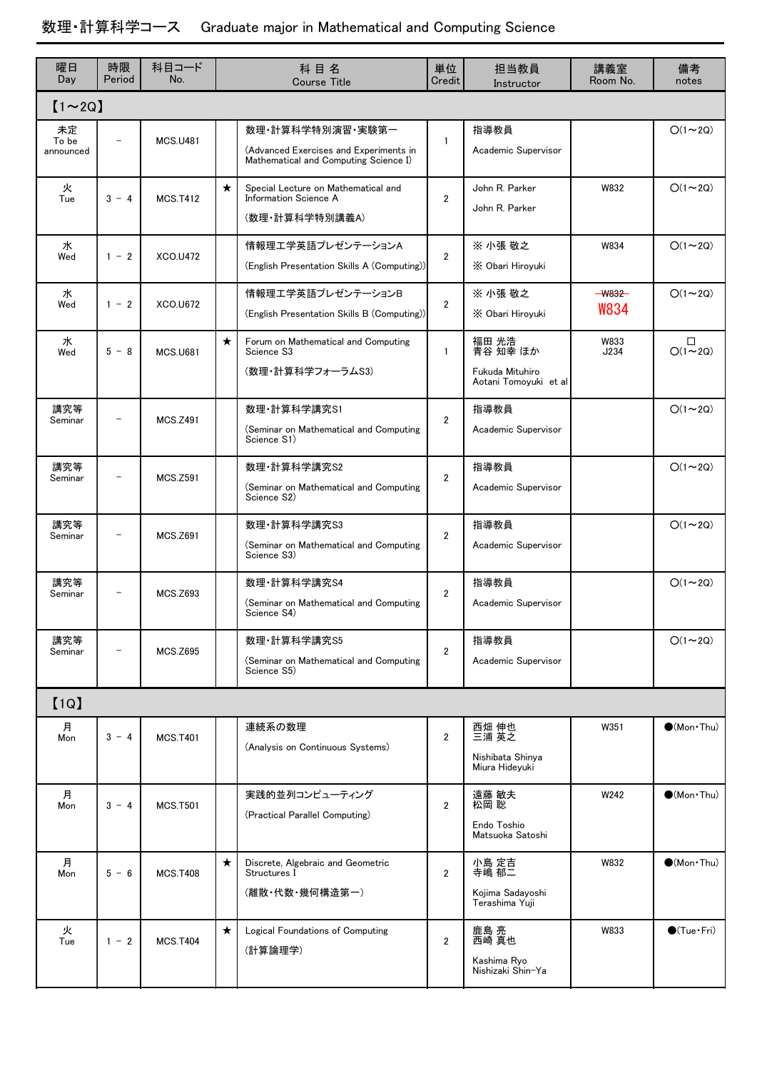# 数理・計算科学コース　Graduate major in Mathematical and Computing Science

| 曜日 Day | 時限 Period | 科目コード No. | | 科 目 名 Course Title | 単位 Credit | 担当教員 Instructor | 講義室 Room No. | 備考 notes |
|---|---|---|---|---|---|---|---|---|
| 【1～2Q】 | | | | | | | | |
| 未定 To be announced | － | MCS.U481 | | 数理・計算科学特別演習・実験第一 (Advanced Exercises and Experiments in Mathematical and Computing Science I) | 1 | 指導教員 Academic Supervisor | | ○(1～2Q) |
| 火 Tue | 3 － 4 | MCS.T412 | ★ | Special Lecture on Mathematical and Information Science A (数理・計算科学特別講義A) | 2 | John R. Parker John R. Parker | W832 | ○(1～2Q) |
| 水 Wed | 1 － 2 | XCO.U472 | | 情報理工学英語プレゼンテーションA (English Presentation Skills A (Computing)) | 2 | ※ 小張 敬之 ※ Obari Hiroyuki | W834 | ○(1～2Q) |
| 水 Wed | 1 － 2 | XCO.U672 | | 情報理工学英語プレゼンテーションB (English Presentation Skills B (Computing)) | 2 | ※ 小張 敬之 ※ Obari Hiroyuki | ~~W832~~ W834 | ○(1～2Q) |
| 水 Wed | 5 － 8 | MCS.U681 | ★ | Forum on Mathematical and Computing Science S3 (数理・計算科学フォーラムS3) | 1 | 福田 光浩 青谷 知幸 ほか Fukuda Mituhiro Aotani Tomoyuki et al | W833 J234 | □ ○(1～2Q) |
| 講究等 Seminar | － | MCS.Z491 | | 数理・計算科学講究S1 (Seminar on Mathematical and Computing Science S1) | 2 | 指導教員 Academic Supervisor | | ○(1～2Q) |
| 講究等 Seminar | － | MCS.Z591 | | 数理・計算科学講究S2 (Seminar on Mathematical and Computing Science S2) | 2 | 指導教員 Academic Supervisor | | ○(1～2Q) |
| 講究等 Seminar | － | MCS.Z691 | | 数理・計算科学講究S3 (Seminar on Mathematical and Computing Science S3) | 2 | 指導教員 Academic Supervisor | | ○(1～2Q) |
| 講究等 Seminar | － | MCS.Z693 | | 数理・計算科学講究S4 (Seminar on Mathematical and Computing Science S4) | 2 | 指導教員 Academic Supervisor | | ○(1～2Q) |
| 講究等 Seminar | － | MCS.Z695 | | 数理・計算科学講究S5 (Seminar on Mathematical and Computing Science S5) | 2 | 指導教員 Academic Supervisor | | ○(1～2Q) |
| 【1Q】 | | | | | | | | |
| 月 Mon | 3 － 4 | MCS.T401 | | 連続系の数理 (Analysis on Continuous Systems) | 2 | 西畑 伸也 三浦 英之 Nishibata Shinya Miura Hideyuki | W351 | ●(Mon・Thu) |
| 月 Mon | 3 － 4 | MCS.T501 | | 実践的並列コンピューティング (Practical Parallel Computing) | 2 | 遠藤 敏夫 松岡 聡 Endo Toshio Matsuoka Satoshi | W242 | ●(Mon・Thu) |
| 月 Mon | 5 － 6 | MCS.T408 | ★ | Discrete, Algebraic and Geometric Structures I (離散・代数・幾何構造第一) | 2 | 小島 定吉 寺嶋 郁二 Kojima Sadayoshi Terashima Yuji | W832 | ●(Mon・Thu) |
| 火 Tue | 1 － 2 | MCS.T404 | ★ | Logical Foundations of Computing (計算論理学) | 2 | 鹿島 亮 西崎 真也 Kashima Ryo Nishizaki Shin-Ya | W833 | ●(Tue・Fri) |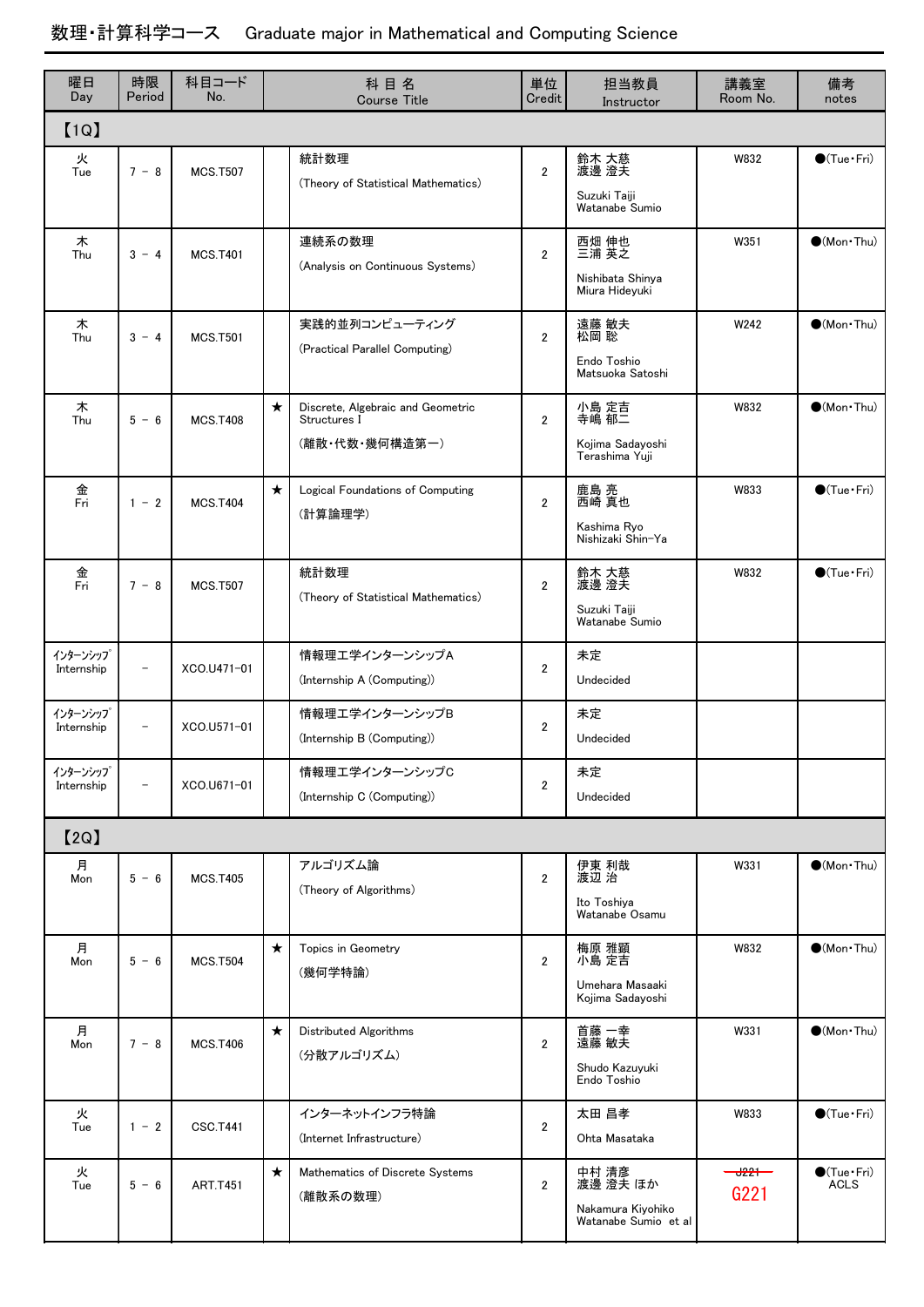# 数理・計算科学コース　Graduate major in Mathematical and Computing Science

| 曜日 Day | 時限 Period | 科目コード No. | | 科 目 名 Course Title | 単位 Credit | 担当教員 Instructor | 講義室 Room No. | 備考 notes |
|---|---|---|---|---|---|---|---|---|
| 【1Q】 | | | | | | | | |
| 火 Tue | 7 － 8 | MCS.T507 | | 統計数理 (Theory of Statistical Mathematics) | 2 | 鈴木 大慈 渡邊 澄夫 Suzuki Taiji Watanabe Sumio | W832 | ●(Tue・Fri) |
| 木 Thu | 3 － 4 | MCS.T401 | | 連続系の数理 (Analysis on Continuous Systems) | 2 | 西畑 伸也 三浦 英之 Nishibata Shinya Miura Hideyuki | W351 | ●(Mon・Thu) |
| 木 Thu | 3 － 4 | MCS.T501 | | 実践的並列コンピューティング (Practical Parallel Computing) | 2 | 遠藤 敏夫 松岡 聡 Endo Toshio Matsuoka Satoshi | W242 | ●(Mon・Thu) |
| 木 Thu | 5 － 6 | MCS.T408 | ★ | Discrete, Algebraic and Geometric Structures I (離散・代数・幾何構造第一) | 2 | 小島 定吉 寺嶋 郁二 Kojima Sadayoshi Terashima Yuji | W832 | ●(Mon・Thu) |
| 金 Fri | 1 － 2 | MCS.T404 | ★ | Logical Foundations of Computing (計算論理学) | 2 | 鹿島 亮 西崎 真也 Kashima Ryo Nishizaki Shin-Ya | W833 | ●(Tue・Fri) |
| 金 Fri | 7 － 8 | MCS.T507 | | 統計数理 (Theory of Statistical Mathematics) | 2 | 鈴木 大慈 渡邊 澄夫 Suzuki Taiji Watanabe Sumio | W832 | ●(Tue・Fri) |
| ｲﾝﾀｰﾝｼｯﾌﾟ Internship | － | XCO.U471-01 | | 情報理工学インターンシップA (Internship A (Computing)) | 2 | 未定 Undecided | | |
| ｲﾝﾀｰﾝｼｯﾌﾟ Internship | － | XCO.U571-01 | | 情報理工学インターンシップB (Internship B (Computing)) | 2 | 未定 Undecided | | |
| ｲﾝﾀｰﾝｼｯﾌﾟ Internship | － | XCO.U671-01 | | 情報理工学インターンシップC (Internship C (Computing)) | 2 | 未定 Undecided | | |
| 【2Q】 | | | | | | | | |
| 月 Mon | 5 － 6 | MCS.T405 | | アルゴリズム論 (Theory of Algorithms) | 2 | 伊東 利哉 渡辺 治 Ito Toshiya Watanabe Osamu | W331 | ●(Mon・Thu) |
| 月 Mon | 5 － 6 | MCS.T504 | ★ | Topics in Geometry (幾何学特論) | 2 | 梅原 雅顕 小島 定吉 Umehara Masaaki Kojima Sadayoshi | W832 | ●(Mon・Thu) |
| 月 Mon | 7 － 8 | MCS.T406 | ★ | Distributed Algorithms (分散アルゴリズム) | 2 | 首藤 一幸 遠藤 敏夫 Shudo Kazuyuki Endo Toshio | W331 | ●(Mon・Thu) |
| 火 Tue | 1 － 2 | CSC.T441 | | インターネットインフラ特論 (Internet Infrastructure) | 2 | 太田 昌孝 Ohta Masataka | W833 | ●(Tue・Fri) |
| 火 Tue | 5 － 6 | ART.T451 | ★ | Mathematics of Discrete Systems (離散系の数理) | 2 | 中村 清彦 渡邊 澄夫 ほか Nakamura Kiyohiko Watanabe Sumio et al | ~~J221~~ G221 | ●(Tue・Fri) ACLS |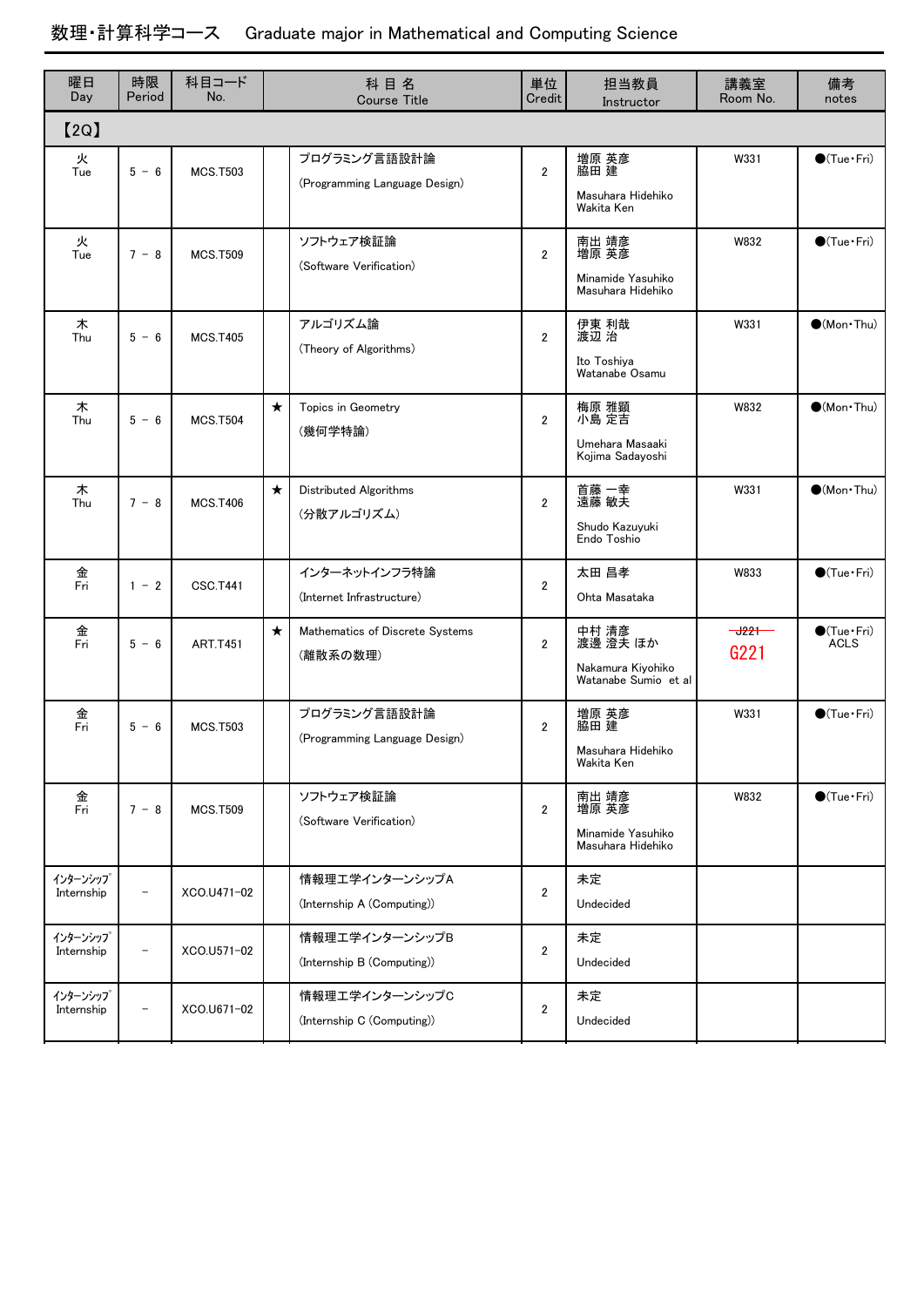# 数理・計算科学コース　Graduate major in Mathematical and Computing Science

| 曜日 Day | 時限 Period | 科目コード No. | | 科 目 名 Course Title | 単位 Credit | 担当教員 Instructor | 講義室 Room No. | 備考 notes |
|---|---|---|---|---|---|---|---|---|
| 【2Q】 | | | | | | | | |
| 火 Tue | 5 － 6 | MCS.T503 | | プログラミング言語設計論 (Programming Language Design) | 2 | 増原 英彦 脇田 建 Masuhara Hidehiko Wakita Ken | W331 | ●(Tue・Fri) |
| 火 Tue | 7 － 8 | MCS.T509 | | ソフトウェア検証論 (Software Verification) | 2 | 南出 靖彦 増原 英彦 Minamide Yasuhiko Masuhara Hidehiko | W832 | ●(Tue・Fri) |
| 木 Thu | 5 － 6 | MCS.T405 | | アルゴリズム論 (Theory of Algorithms) | 2 | 伊東 利哉 渡辺 治 Ito Toshiya Watanabe Osamu | W331 | ●(Mon・Thu) |
| 木 Thu | 5 － 6 | MCS.T504 | ★ | Topics in Geometry (幾何学特論) | 2 | 梅原 雅顕 小島 定吉 Umehara Masaaki Kojima Sadayoshi | W832 | ●(Mon・Thu) |
| 木 Thu | 7 － 8 | MCS.T406 | ★ | Distributed Algorithms (分散アルゴリズム) | 2 | 首藤 一幸 遠藤 敏夫 Shudo Kazuyuki Endo Toshio | W331 | ●(Mon・Thu) |
| 金 Fri | 1 － 2 | CSC.T441 | | インターネットインフラ特論 (Internet Infrastructure) | 2 | 太田 昌孝 Ohta Masataka | W833 | ●(Tue・Fri) |
| 金 Fri | 5 － 6 | ART.T451 | ★ | Mathematics of Discrete Systems (離散系の数理) | 2 | 中村 清彦 渡邊 澄夫 ほか Nakamura Kiyohiko Watanabe Sumio et al | ~~J221~~ G221 | ●(Tue・Fri) ACLS |
| 金 Fri | 5 － 6 | MCS.T503 | | プログラミング言語設計論 (Programming Language Design) | 2 | 増原 英彦 脇田 建 Masuhara Hidehiko Wakita Ken | W331 | ●(Tue・Fri) |
| 金 Fri | 7 － 8 | MCS.T509 | | ソフトウェア検証論 (Software Verification) | 2 | 南出 靖彦 増原 英彦 Minamide Yasuhiko Masuhara Hidehiko | W832 | ●(Tue・Fri) |
| ｲﾝﾀｰﾝｼｯﾌﾟ Internship | － | XCO.U471-02 | | 情報理工学インターンシップA (Internship A (Computing)) | 2 | 未定 Undecided | | |
| ｲﾝﾀｰﾝｼｯﾌﾟ Internship | － | XCO.U571-02 | | 情報理工学インターンシップB (Internship B (Computing)) | 2 | 未定 Undecided | | |
| ｲﾝﾀｰﾝｼｯﾌﾟ Internship | － | XCO.U671-02 | | 情報理工学インターンシップC (Internship C (Computing)) | 2 | 未定 Undecided | | |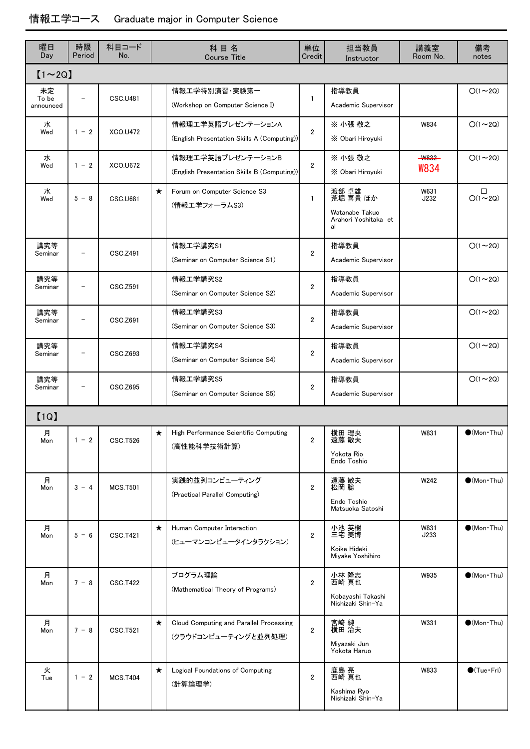# 情報工学コース　Graduate major in Computer Science

| 曜日 Day | 時限 Period | 科目コード No. | | 科 目 名 Course Title | 単位 Credit | 担当教員 Instructor | 講義室 Room No. | 備考 notes |
|---|---|---|---|---|---|---|---|---|
| 【1～2Q】 | | | | | | | | |
| 未定 To be announced | － | CSC.U481 | | 情報工学特別演習・実験第一 (Workshop on Computer Science I) | 1 | 指導教員 Academic Supervisor | | ○(1～2Q) |
| 水 Wed | 1 － 2 | XCO.U472 | | 情報理工学英語プレゼンテーションA (English Presentation Skills A (Computing)) | 2 | ※ 小張 敬之 ※ Obari Hiroyuki | W834 | ○(1～2Q) |
| 水 Wed | 1 － 2 | XCO.U672 | | 情報理工学英語プレゼンテーションB (English Presentation Skills B (Computing)) | 2 | ※ 小張 敬之 ※ Obari Hiroyuki | ~~W832~~ W834 | ○(1～2Q) |
| 水 Wed | 5 － 8 | CSC.U681 | ★ | Forum on Computer Science S3 (情報工学フォーラムS3) | 1 | 渡部 卓雄 荒堀 喜貴 ほか Watanabe Takuo Arahori Yoshitaka et al | W631 J232 | □ ○(1～2Q) |
| 講究等 Seminar | － | CSC.Z491 | | 情報工学講究S1 (Seminar on Computer Science S1) | 2 | 指導教員 Academic Supervisor | | ○(1～2Q) |
| 講究等 Seminar | － | CSC.Z591 | | 情報工学講究S2 (Seminar on Computer Science S2) | 2 | 指導教員 Academic Supervisor | | ○(1～2Q) |
| 講究等 Seminar | － | CSC.Z691 | | 情報工学講究S3 (Seminar on Computer Science S3) | 2 | 指導教員 Academic Supervisor | | ○(1～2Q) |
| 講究等 Seminar | － | CSC.Z693 | | 情報工学講究S4 (Seminar on Computer Science S4) | 2 | 指導教員 Academic Supervisor | | ○(1～2Q) |
| 講究等 Seminar | － | CSC.Z695 | | 情報工学講究S5 (Seminar on Computer Science S5) | 2 | 指導教員 Academic Supervisor | | ○(1～2Q) |
| 【1Q】 | | | | | | | | |
| 月 Mon | 1 － 2 | CSC.T526 | ★ | High Performance Scientific Computing (高性能科学技術計算) | 2 | 横田 理央 遠藤 敏夫 Yokota Rio Endo Toshio | W831 | ●(Mon・Thu) |
| 月 Mon | 3 － 4 | MCS.T501 | | 実践的並列コンピューティング (Practical Parallel Computing) | 2 | 遠藤 敏夫 松岡 聡 Endo Toshio Matsuoka Satoshi | W242 | ●(Mon・Thu) |
| 月 Mon | 5 － 6 | CSC.T421 | ★ | Human Computer Interaction (ヒューマンコンピュータインタラクション) | 2 | 小池 英樹 三宅 美博 Koike Hideki Miyake Yoshihiro | W831 J233 | ●(Mon・Thu) |
| 月 Mon | 7 － 8 | CSC.T422 | | プログラム理論 (Mathematical Theory of Programs) | 2 | 小林 隆志 西崎 真也 Kobayashi Takashi Nishizaki Shin-Ya | W935 | ●(Mon・Thu) |
| 月 Mon | 7 － 8 | CSC.T521 | ★ | Cloud Computing and Parallel Processing (クラウドコンピューティングと並列処理) | 2 | 宮崎 純 横田 治夫 Miyazaki Jun Yokota Haruo | W331 | ●(Mon・Thu) |
| 火 Tue | 1 － 2 | MCS.T404 | ★ | Logical Foundations of Computing (計算論理学) | 2 | 鹿島 亮 西崎 真也 Kashima Ryo Nishizaki Shin-Ya | W833 | ●(Tue・Fri) |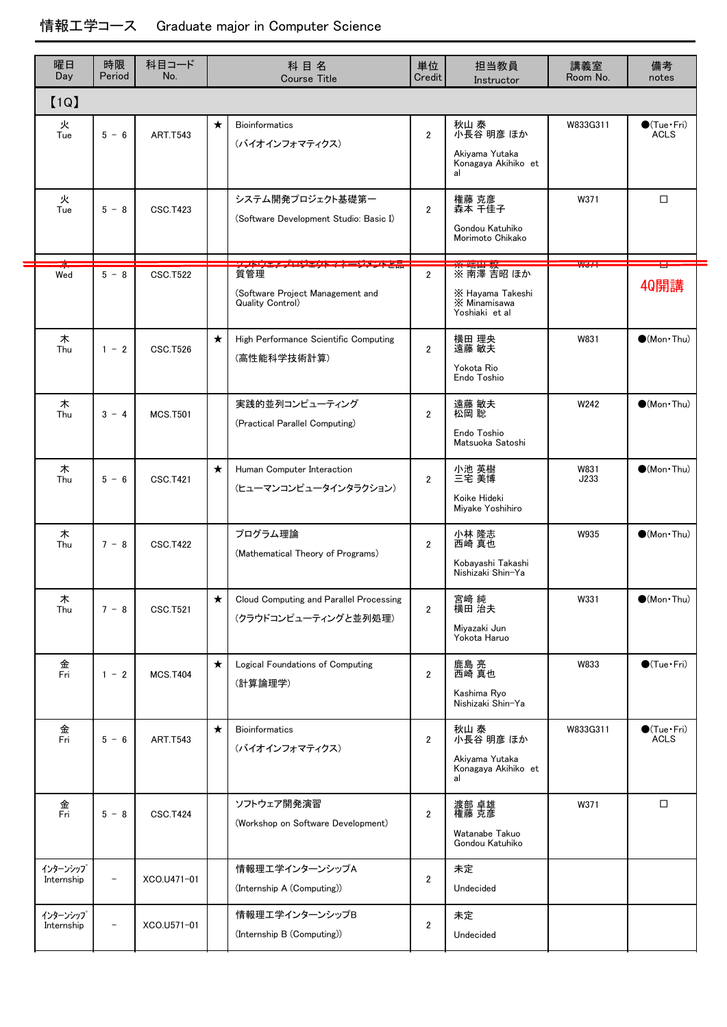# 情報工学コース　Graduate major in Computer Science

| 曜日 Day | 時限 Period | 科目コード No. | | 科 目 名 Course Title | 単位 Credit | 担当教員 Instructor | 講義室 Room No. | 備考 notes |
|---|---|---|---|---|---|---|---|---|
| 【1Q】 | | | | | | | | |
| 火 Tue | 5 － 6 | ART.T543 | ★ | Bioinformatics (バイオインフォマティクス) | 2 | 秋山 泰 小長谷 明彦 ほか Akiyama Yutaka Konagaya Akihiko et al | W833G311 | ●(Tue･Fri) ACLS |
| 火 Tue | 5 － 8 | CSC.T423 | | システム開発プロジェクト基礎第一 (Software Development Studio: Basic I) | 2 | 権藤 克彦 森本 千佳子 Gondou Katuhiko Morimoto Chikako | W371 | □ |
| ~~水~~ Wed | 5 － 8 | CSC.T522 | | ~~ソフトウェアプロジェクトマネージメントと品~~質管理 (Software Project Management and Quality Control) | 2 | ~~※ 葉山 毅~~ ※ 南澤 吉昭 ほか ※ Hayama Takeshi ※ Minamisawa Yoshiaki et al | ~~W371~~ | ~~□~~ 4Q開講 |
| 木 Thu | 1 － 2 | CSC.T526 | ★ | High Performance Scientific Computing (高性能科学技術計算) | 2 | 横田 理央 遠藤 敏夫 Yokota Rio Endo Toshio | W831 | ●(Mon･Thu) |
| 木 Thu | 3 － 4 | MCS.T501 | | 実践的並列コンピューティング (Practical Parallel Computing) | 2 | 遠藤 敏夫 松岡 聡 Endo Toshio Matsuoka Satoshi | W242 | ●(Mon･Thu) |
| 木 Thu | 5 － 6 | CSC.T421 | ★ | Human Computer Interaction (ヒューマンコンピュータインタラクション) | 2 | 小池 英樹 三宅 美博 Koike Hideki Miyake Yoshihiro | W831 J233 | ●(Mon･Thu) |
| 木 Thu | 7 － 8 | CSC.T422 | | プログラム理論 (Mathematical Theory of Programs) | 2 | 小林 隆志 西崎 真也 Kobayashi Takashi Nishizaki Shin-Ya | W935 | ●(Mon･Thu) |
| 木 Thu | 7 － 8 | CSC.T521 | ★ | Cloud Computing and Parallel Processing (クラウドコンピューティングと並列処理) | 2 | 宮崎 純 横田 治夫 Miyazaki Jun Yokota Haruo | W331 | ●(Mon･Thu) |
| 金 Fri | 1 － 2 | MCS.T404 | ★ | Logical Foundations of Computing (計算論理学) | 2 | 鹿島 亮 西崎 真也 Kashima Ryo Nishizaki Shin-Ya | W833 | ●(Tue･Fri) |
| 金 Fri | 5 － 6 | ART.T543 | ★ | Bioinformatics (バイオインフォマティクス) | 2 | 秋山 泰 小長谷 明彦 ほか Akiyama Yutaka Konagaya Akihiko et al | W833G311 | ●(Tue･Fri) ACLS |
| 金 Fri | 5 － 8 | CSC.T424 | | ソフトウェア開発演習 (Workshop on Software Development) | 2 | 渡部 卓雄 権藤 克彦 Watanabe Takuo Gondou Katuhiko | W371 | □ |
| ｲﾝﾀｰﾝｼｯﾌﾟ Internship | － | XCO.U471-01 | | 情報工学インターンシップA (Internship A (Computing)) | 2 | 未定 Undecided | | |
| ｲﾝﾀｰﾝｼｯﾌﾟ Internship | － | XCO.U571-01 | | 情報工学インターンシップB (Internship B (Computing)) | 2 | 未定 Undecided | | |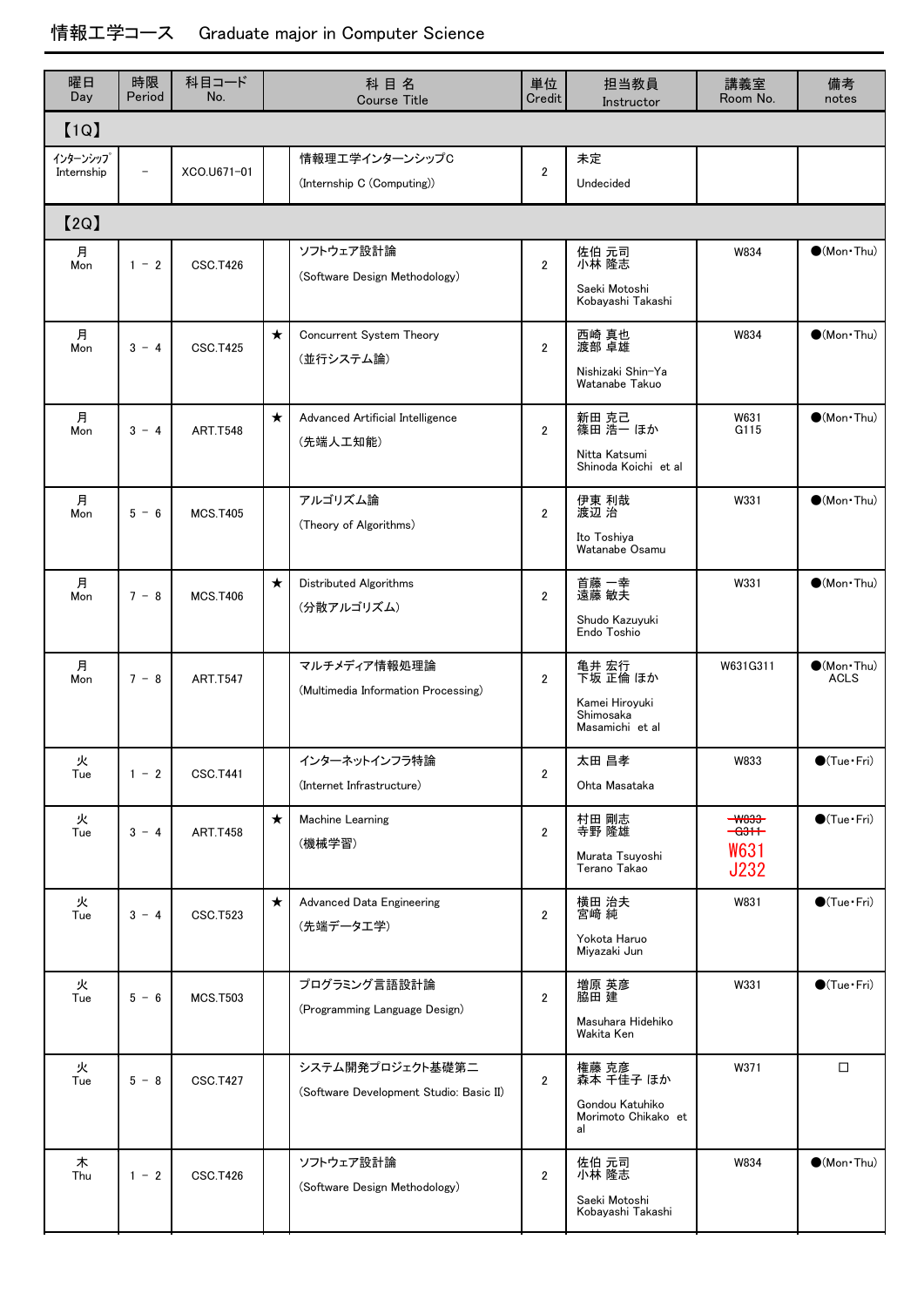# 情報工学コース　Graduate major in Computer Science

| 曜日 Day | 時限 Period | 科目コード No. | | 科 目 名 Course Title | 単位 Credit | 担当教員 Instructor | 講義室 Room No. | 備考 notes |
|---|---|---|---|---|---|---|---|---|
| 【1Q】 | | | | | | | | |
| ｲﾝﾀｰﾝｼｯﾌﾟ Internship | − | XCO.U671-01 | | 情報理工学インターンシップC (Internship C (Computing)) | 2 | 未定 Undecided | | |
| 【2Q】 | | | | | | | | |
| 月 Mon | 1 − 2 | CSC.T426 | | ソフトウェア設計論 (Software Design Methodology) | 2 | 佐伯 元司 小林 隆志 Saeki Motoshi Kobayashi Takashi | W834 | ●(Mon･Thu) |
| 月 Mon | 3 − 4 | CSC.T425 | ★ | Concurrent System Theory (並行システム論) | 2 | 西崎 真也 渡部 卓雄 Nishizaki Shin-Ya Watanabe Takuo | W834 | ●(Mon･Thu) |
| 月 Mon | 3 − 4 | ART.T548 | ★ | Advanced Artificial Intelligence (先端人工知能) | 2 | 新田 克己 篠田 浩一 ほか Nitta Katsumi Shinoda Koichi et al | W631 G115 | ●(Mon･Thu) |
| 月 Mon | 5 − 6 | MCS.T405 | | アルゴリズム論 (Theory of Algorithms) | 2 | 伊東 利哉 渡辺 治 Ito Toshiya Watanabe Osamu | W331 | ●(Mon･Thu) |
| 月 Mon | 7 − 8 | MCS.T406 | ★ | Distributed Algorithms (分散アルゴリズム) | 2 | 首藤 一幸 遠藤 敏夫 Shudo Kazuyuki Endo Toshio | W331 | ●(Mon･Thu) |
| 月 Mon | 7 − 8 | ART.T547 | | マルチメディア情報処理論 (Multimedia Information Processing) | 2 | 亀井 宏行 下坂 正倫 ほか Kamei Hiroyuki Shimosaka Masamichi et al | W631G311 | ●(Mon･Thu) ACLS |
| 火 Tue | 1 − 2 | CSC.T441 | | インターネットインフラ特論 (Internet Infrastructure) | 2 | 太田 昌孝 Ohta Masataka | W833 | ●(Tue･Fri) |
| 火 Tue | 3 − 4 | ART.T458 | ★ | Machine Learning (機械学習) | 2 | 村田 剛志 寺野 隆雄 Murata Tsuyoshi Terano Takao | ~~W833 G311~~ W631 J232 | ●(Tue･Fri) |
| 火 Tue | 3 − 4 | CSC.T523 | ★ | Advanced Data Engineering (先端データ工学) | 2 | 横田 治夫 宮崎 純 Yokota Haruo Miyazaki Jun | W831 | ●(Tue･Fri) |
| 火 Tue | 5 − 6 | MCS.T503 | | プログラミング言語設計論 (Programming Language Design) | 2 | 増原 英彦 脇田 建 Masuhara Hidehiko Wakita Ken | W331 | ●(Tue･Fri) |
| 火 Tue | 5 − 8 | CSC.T427 | | システム開発プロジェクト基礎第二 (Software Development Studio: Basic II) | 2 | 権藤 克彦 森本 千佳子 ほか Gondou Katuhiko Morimoto Chikako et al | W371 | □ |
| 木 Thu | 1 − 2 | CSC.T426 | | ソフトウェア設計論 (Software Design Methodology) | 2 | 佐伯 元司 小林 隆志 Saeki Motoshi Kobayashi Takashi | W834 | ●(Mon･Thu) |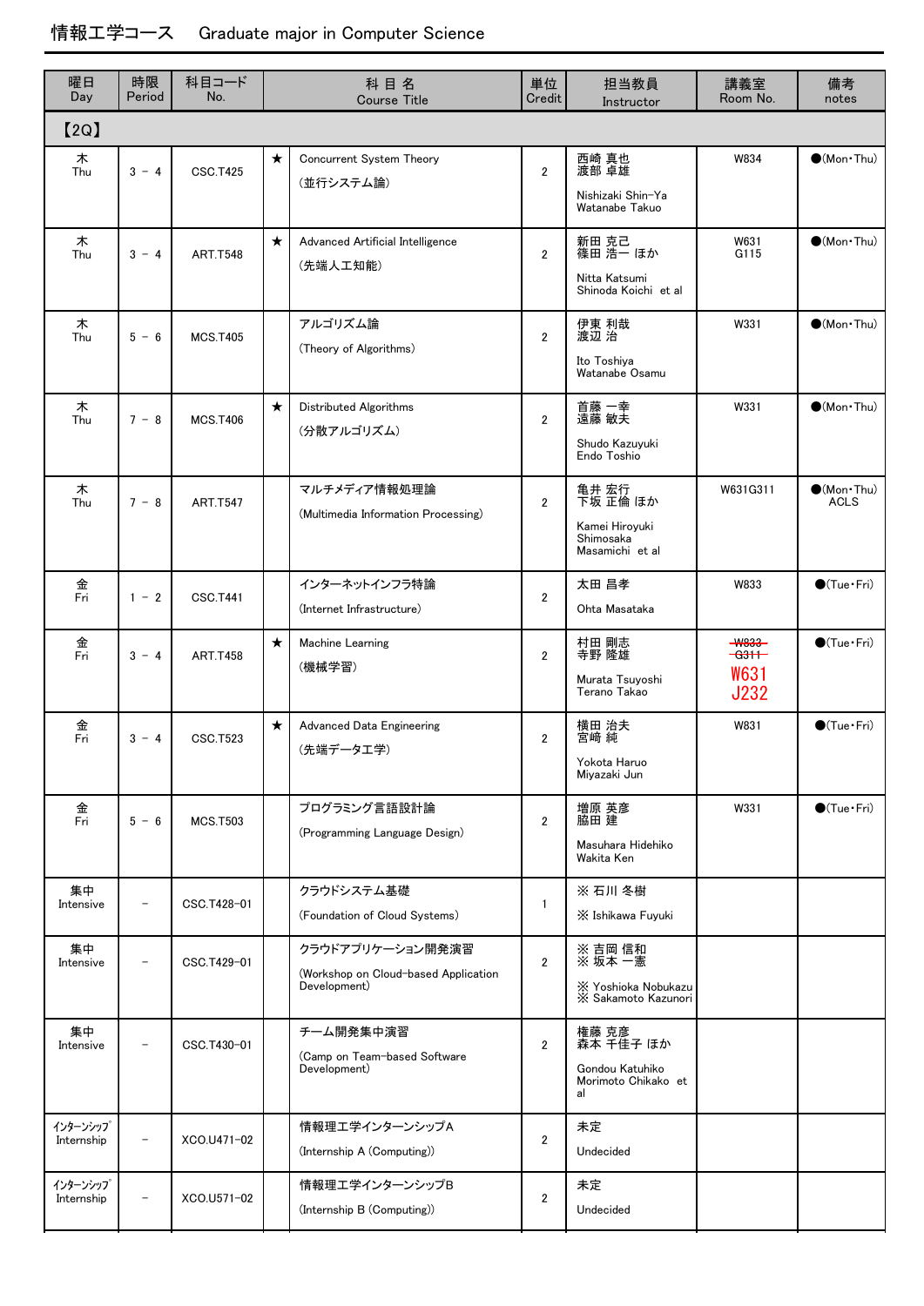# 情報工学コース　Graduate major in Computer Science

| 曜日 Day | 時限 Period | 科目コード No. | | 科 目 名 Course Title | 単位 Credit | 担当教員 Instructor | 講義室 Room No. | 備考 notes |
|---|---|---|---|---|---|---|---|---|
| 【2Q】 | | | | | | | | |
| 木 Thu | 3 － 4 | CSC.T425 | ★ | Concurrent System Theory (並行システム論) | 2 | 西崎 真也 渡部 卓雄 Nishizaki Shin-Ya Watanabe Takuo | W834 | ●(Mon・Thu) |
| 木 Thu | 3 － 4 | ART.T548 | ★ | Advanced Artificial Intelligence (先端人工知能) | 2 | 新田 克己 篠田 浩一 ほか Nitta Katsumi Shinoda Koichi et al | W631 G115 | ●(Mon・Thu) |
| 木 Thu | 5 － 6 | MCS.T405 | | アルゴリズム論 (Theory of Algorithms) | 2 | 伊東 利哉 渡辺 治 Ito Toshiya Watanabe Osamu | W331 | ●(Mon・Thu) |
| 木 Thu | 7 － 8 | MCS.T406 | ★ | Distributed Algorithms (分散アルゴリズム) | 2 | 首藤 一幸 遠藤 敏夫 Shudo Kazuyuki Endo Toshio | W331 | ●(Mon・Thu) |
| 木 Thu | 7 － 8 | ART.T547 | | マルチメディア情報処理論 (Multimedia Information Processing) | 2 | 亀井 宏行 下坂 正倫 ほか Kamei Hiroyuki Shimosaka Masamichi et al | W631G311 | ●(Mon・Thu) ACLS |
| 金 Fri | 1 － 2 | CSC.T441 | | インターネットインフラ特論 (Internet Infrastructure) | 2 | 太田 昌孝 Ohta Masataka | W833 | ●(Tue・Fri) |
| 金 Fri | 3 － 4 | ART.T458 | ★ | Machine Learning (機械学習) | 2 | 村田 剛志 寺野 隆雄 Murata Tsuyoshi Terano Takao | ~~W833~~ ~~G311~~ W631 J232 | ●(Tue・Fri) |
| 金 Fri | 3 － 4 | CSC.T523 | ★ | Advanced Data Engineering (先端データ工学) | 2 | 横田 治夫 宮崎 純 Yokota Haruo Miyazaki Jun | W831 | ●(Tue・Fri) |
| 金 Fri | 5 － 6 | MCS.T503 | | プログラミング言語設計論 (Programming Language Design) | 2 | 増原 英彦 脇田 建 Masuhara Hidehiko Wakita Ken | W331 | ●(Tue・Fri) |
| 集中 Intensive | － | CSC.T428-01 | | クラウドシステム基礎 (Foundation of Cloud Systems) | 1 | ※ 石川 冬樹 ※ Ishikawa Fuyuki | | |
| 集中 Intensive | － | CSC.T429-01 | | クラウドアプリケーション開発演習 (Workshop on Cloud-based Application Development) | 2 | ※ 吉岡 信和 ※ 坂本 一憲 ※ Yoshioka Nobukazu ※ Sakamoto Kazunori | | |
| 集中 Intensive | － | CSC.T430-01 | | チーム開発集中演習 (Camp on Team-based Software Development) | 2 | 権藤 克彦 森本 千佳子 ほか Gondou Katuhiko Morimoto Chikako et al | | |
| ｲﾝﾀｰﾝｼｯﾌﾟ Internship | － | XCO.U471-02 | | 情報工学インターンシップA (Internship A (Computing)) | 2 | 未定 Undecided | | |
| ｲﾝﾀｰﾝｼｯﾌﾟ Internship | － | XCO.U571-02 | | 情報工学インターンシップB (Internship B (Computing)) | 2 | 未定 Undecided | | |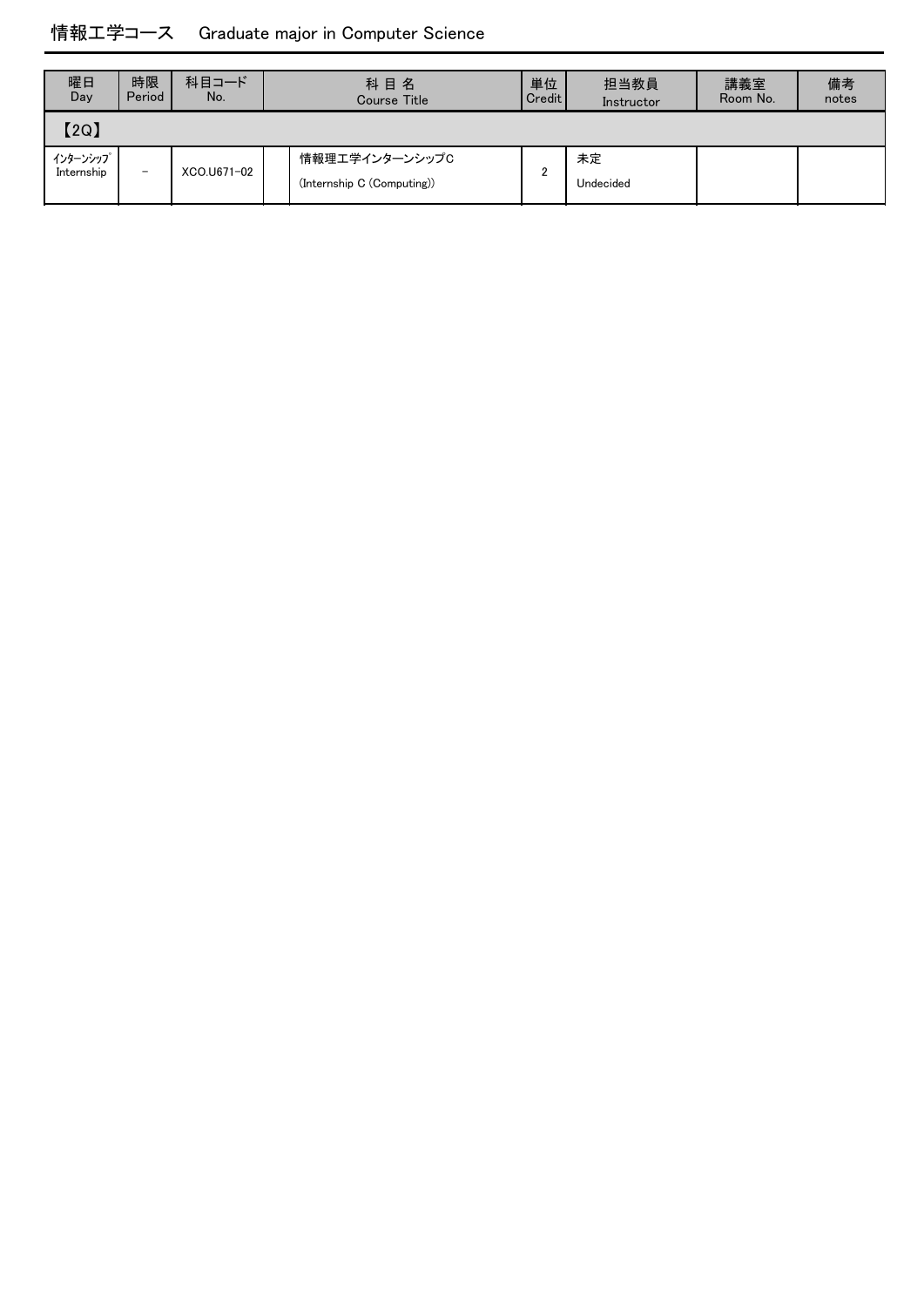# 情報工学コース　Graduate major in Computer Science

| 曜日 Day | 時限 Period | 科目コード No. | | 科 目 名 Course Title | 単位 Credit | 担当教員 Instructor | 講義室 Room No. | 備考 notes |
|---|---|---|---|---|---|---|---|---|
| 【2Q】 | | | | | | | | |
| ｲﾝﾀｰﾝｼｯﾌﾟ Internship | － | XCO.U671-02 | | 情報理工学インターンシップC (Internship C (Computing)) | 2 | 未定 Undecided | | |